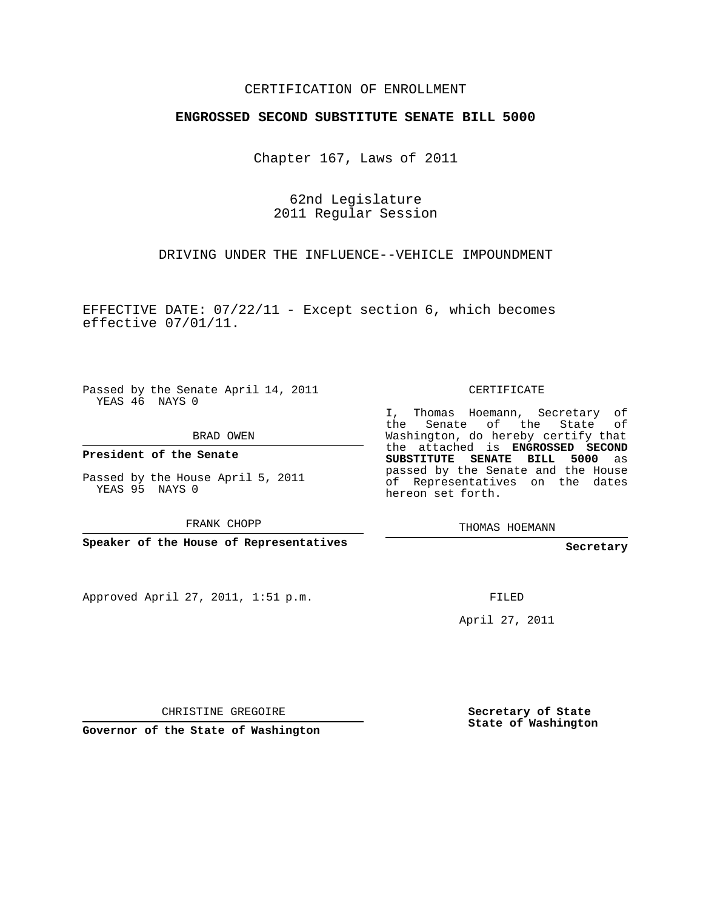CERTIFICATION OF ENROLLMENT

**ENGROSSED SECOND SUBSTITUTE SENATE BILL 5000**

Chapter 167, Laws of 2011

62nd Legislature
2011 Regular Session

DRIVING UNDER THE INFLUENCE--VEHICLE IMPOUNDMENT

EFFECTIVE DATE: 07/22/11 - Except section 6, which becomes effective 07/01/11.

Passed by the Senate April 14, 2011
YEAS 46 NAYS 0

BRAD OWEN

**President of the Senate**

Passed by the House April 5, 2011
YEAS 95 NAYS 0

FRANK CHOPP

**Speaker of the House of Representatives**

Approved April 27, 2011, 1:51 p.m.

CHRISTINE GREGOIRE

**Governor of the State of Washington**

CERTIFICATE

I, Thomas Hoemann, Secretary of the Senate of the State of Washington, do hereby certify that the attached is **ENGROSSED SECOND SUBSTITUTE SENATE BILL 5000** as passed by the Senate and the House of Representatives on the dates hereon set forth.

THOMAS HOEMANN

**Secretary**

FILED

April 27, 2011

**Secretary of State**
**State of Washington**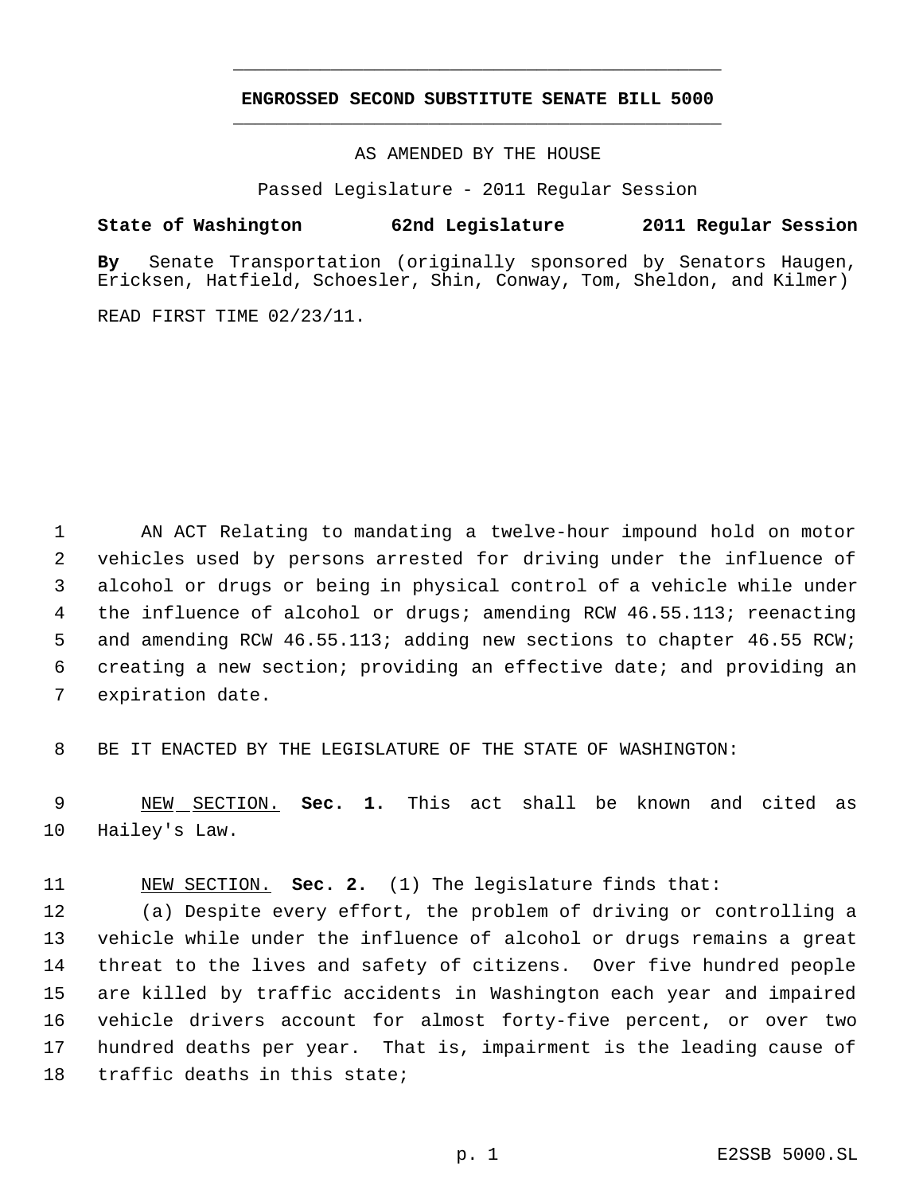# ENGROSSED SECOND SUBSTITUTE SENATE BILL 5000

AS AMENDED BY THE HOUSE

Passed Legislature - 2011 Regular Session

**State of Washington 62nd Legislature 2011 Regular Session**

**By** Senate Transportation (originally sponsored by Senators Haugen, Ericksen, Hatfield, Schoesler, Shin, Conway, Tom, Sheldon, and Kilmer)

READ FIRST TIME 02/23/11.

AN ACT Relating to mandating a twelve-hour impound hold on motor vehicles used by persons arrested for driving under the influence of alcohol or drugs or being in physical control of a vehicle while under the influence of alcohol or drugs; amending RCW 46.55.113; reenacting and amending RCW 46.55.113; adding new sections to chapter 46.55 RCW; creating a new section; providing an effective date; and providing an expiration date.

BE IT ENACTED BY THE LEGISLATURE OF THE STATE OF WASHINGTON:

NEW SECTION. **Sec. 1.** This act shall be known and cited as Hailey's Law.

NEW SECTION. **Sec. 2.** (1) The legislature finds that:

(a) Despite every effort, the problem of driving or controlling a vehicle while under the influence of alcohol or drugs remains a great threat to the lives and safety of citizens. Over five hundred people are killed by traffic accidents in Washington each year and impaired vehicle drivers account for almost forty-five percent, or over two hundred deaths per year. That is, impairment is the leading cause of traffic deaths in this state;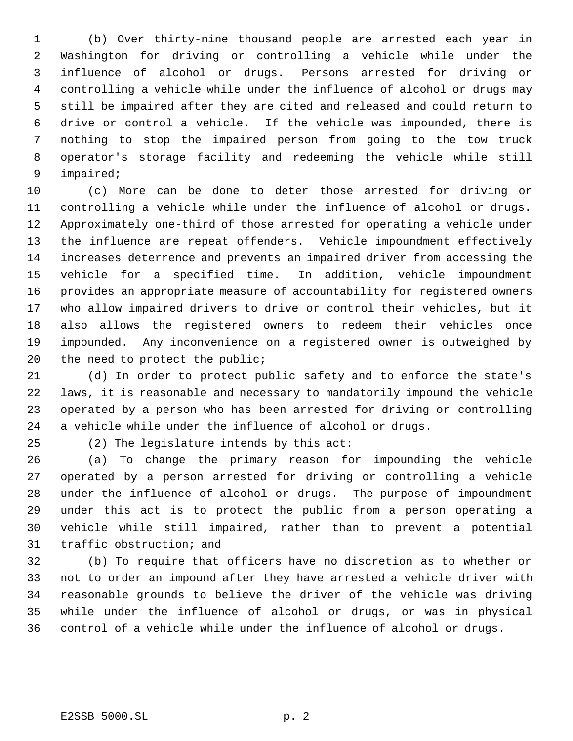(b) Over thirty-nine thousand people are arrested each year in Washington for driving or controlling a vehicle while under the influence of alcohol or drugs. Persons arrested for driving or controlling a vehicle while under the influence of alcohol or drugs may still be impaired after they are cited and released and could return to drive or control a vehicle. If the vehicle was impounded, there is nothing to stop the impaired person from going to the tow truck operator's storage facility and redeeming the vehicle while still impaired;

(c) More can be done to deter those arrested for driving or controlling a vehicle while under the influence of alcohol or drugs. Approximately one-third of those arrested for operating a vehicle under the influence are repeat offenders. Vehicle impoundment effectively increases deterrence and prevents an impaired driver from accessing the vehicle for a specified time. In addition, vehicle impoundment provides an appropriate measure of accountability for registered owners who allow impaired drivers to drive or control their vehicles, but it also allows the registered owners to redeem their vehicles once impounded. Any inconvenience on a registered owner is outweighed by the need to protect the public;

(d) In order to protect public safety and to enforce the state's laws, it is reasonable and necessary to mandatorily impound the vehicle operated by a person who has been arrested for driving or controlling a vehicle while under the influence of alcohol or drugs.

(2) The legislature intends by this act:

(a) To change the primary reason for impounding the vehicle operated by a person arrested for driving or controlling a vehicle under the influence of alcohol or drugs. The purpose of impoundment under this act is to protect the public from a person operating a vehicle while still impaired, rather than to prevent a potential traffic obstruction; and

(b) To require that officers have no discretion as to whether or not to order an impound after they have arrested a vehicle driver with reasonable grounds to believe the driver of the vehicle was driving while under the influence of alcohol or drugs, or was in physical control of a vehicle while under the influence of alcohol or drugs.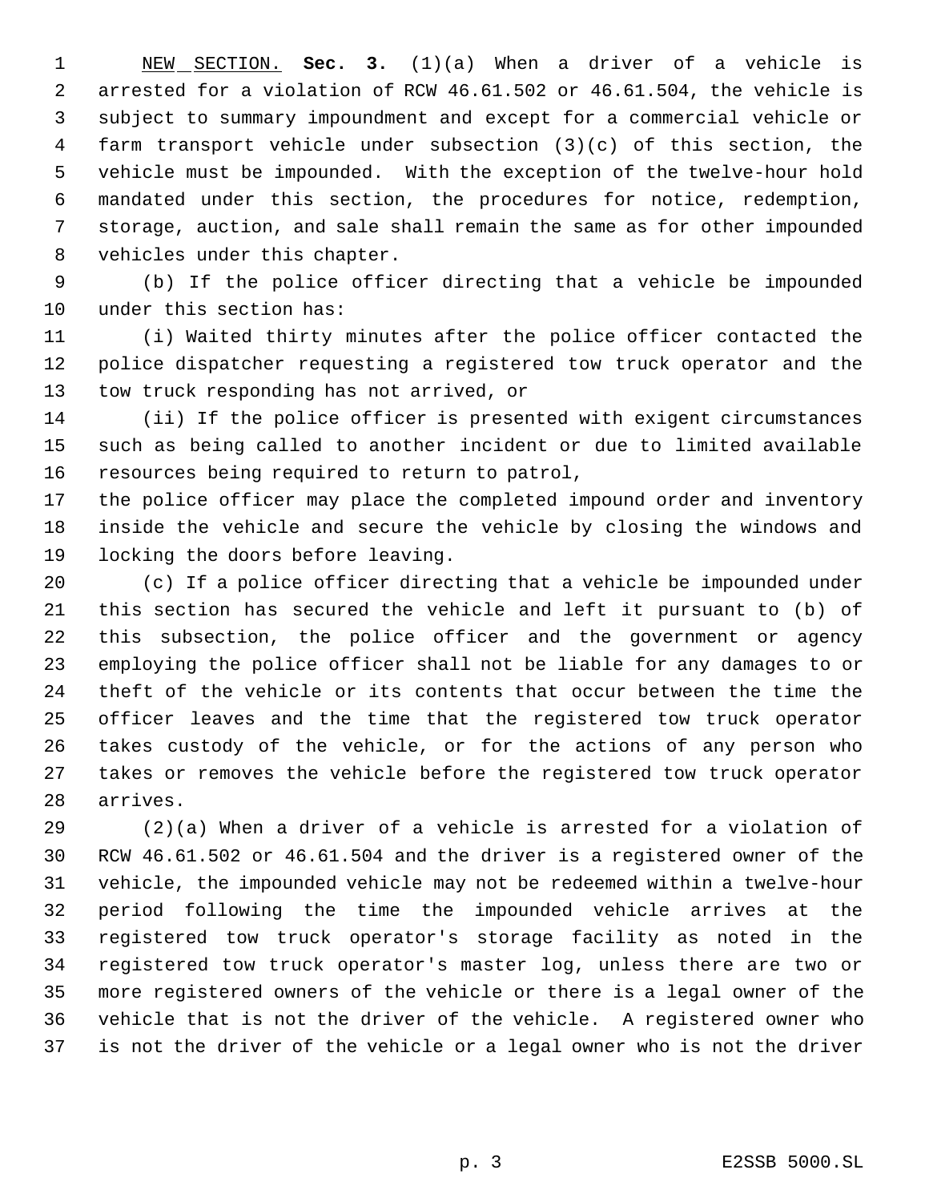NEW SECTION. **Sec. 3.** (1)(a) When a driver of a vehicle is arrested for a violation of RCW 46.61.502 or 46.61.504, the vehicle is subject to summary impoundment and except for a commercial vehicle or farm transport vehicle under subsection (3)(c) of this section, the vehicle must be impounded. With the exception of the twelve-hour hold mandated under this section, the procedures for notice, redemption, storage, auction, and sale shall remain the same as for other impounded vehicles under this chapter.

(b) If the police officer directing that a vehicle be impounded under this section has:

(i) Waited thirty minutes after the police officer contacted the police dispatcher requesting a registered tow truck operator and the tow truck responding has not arrived, or

(ii) If the police officer is presented with exigent circumstances such as being called to another incident or due to limited available resources being required to return to patrol,

the police officer may place the completed impound order and inventory inside the vehicle and secure the vehicle by closing the windows and locking the doors before leaving.

(c) If a police officer directing that a vehicle be impounded under this section has secured the vehicle and left it pursuant to (b) of this subsection, the police officer and the government or agency employing the police officer shall not be liable for any damages to or theft of the vehicle or its contents that occur between the time the officer leaves and the time that the registered tow truck operator takes custody of the vehicle, or for the actions of any person who takes or removes the vehicle before the registered tow truck operator arrives.

(2)(a) When a driver of a vehicle is arrested for a violation of RCW 46.61.502 or 46.61.504 and the driver is a registered owner of the vehicle, the impounded vehicle may not be redeemed within a twelve-hour period following the time the impounded vehicle arrives at the registered tow truck operator's storage facility as noted in the registered tow truck operator's master log, unless there are two or more registered owners of the vehicle or there is a legal owner of the vehicle that is not the driver of the vehicle. A registered owner who is not the driver of the vehicle or a legal owner who is not the driver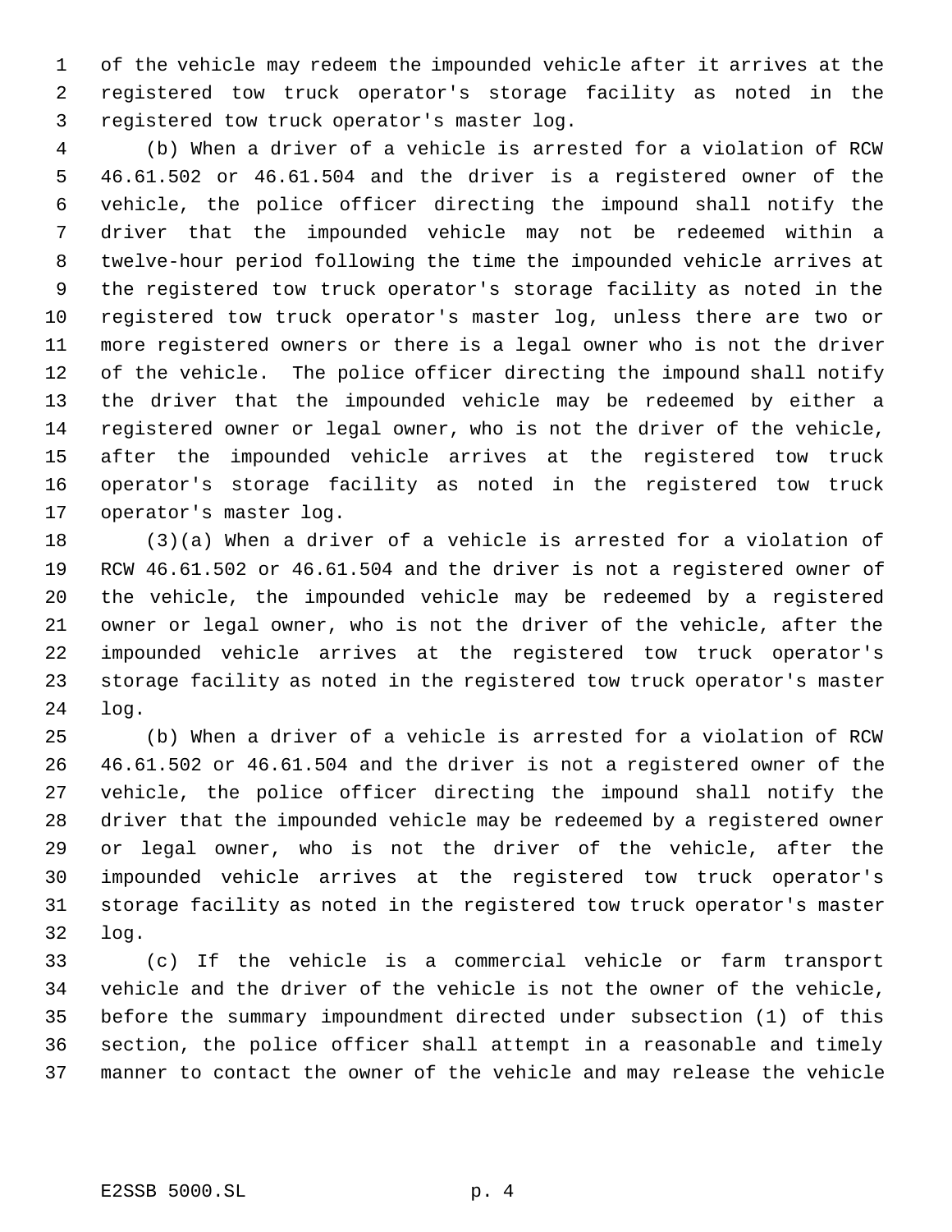of the vehicle may redeem the impounded vehicle after it arrives at the registered tow truck operator's storage facility as noted in the registered tow truck operator's master log.

(b) When a driver of a vehicle is arrested for a violation of RCW 46.61.502 or 46.61.504 and the driver is a registered owner of the vehicle, the police officer directing the impound shall notify the driver that the impounded vehicle may not be redeemed within a twelve-hour period following the time the impounded vehicle arrives at the registered tow truck operator's storage facility as noted in the registered tow truck operator's master log, unless there are two or more registered owners or there is a legal owner who is not the driver of the vehicle. The police officer directing the impound shall notify the driver that the impounded vehicle may be redeemed by either a registered owner or legal owner, who is not the driver of the vehicle, after the impounded vehicle arrives at the registered tow truck operator's storage facility as noted in the registered tow truck operator's master log.

(3)(a) When a driver of a vehicle is arrested for a violation of RCW 46.61.502 or 46.61.504 and the driver is not a registered owner of the vehicle, the impounded vehicle may be redeemed by a registered owner or legal owner, who is not the driver of the vehicle, after the impounded vehicle arrives at the registered tow truck operator's storage facility as noted in the registered tow truck operator's master log.

(b) When a driver of a vehicle is arrested for a violation of RCW 46.61.502 or 46.61.504 and the driver is not a registered owner of the vehicle, the police officer directing the impound shall notify the driver that the impounded vehicle may be redeemed by a registered owner or legal owner, who is not the driver of the vehicle, after the impounded vehicle arrives at the registered tow truck operator's storage facility as noted in the registered tow truck operator's master log.

(c) If the vehicle is a commercial vehicle or farm transport vehicle and the driver of the vehicle is not the owner of the vehicle, before the summary impoundment directed under subsection (1) of this section, the police officer shall attempt in a reasonable and timely manner to contact the owner of the vehicle and may release the vehicle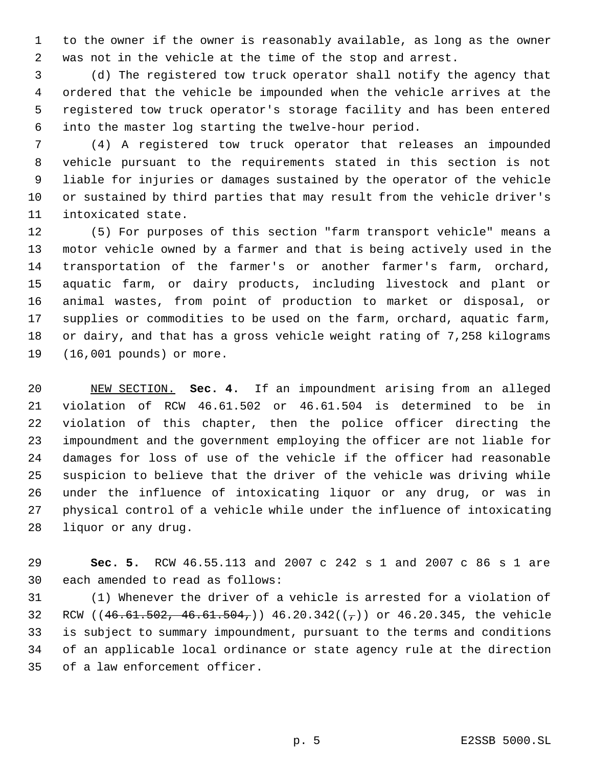to the owner if the owner is reasonably available, as long as the owner was not in the vehicle at the time of the stop and arrest.

(d) The registered tow truck operator shall notify the agency that ordered that the vehicle be impounded when the vehicle arrives at the registered tow truck operator's storage facility and has been entered into the master log starting the twelve-hour period.

(4) A registered tow truck operator that releases an impounded vehicle pursuant to the requirements stated in this section is not liable for injuries or damages sustained by the operator of the vehicle or sustained by third parties that may result from the vehicle driver's intoxicated state.

(5) For purposes of this section "farm transport vehicle" means a motor vehicle owned by a farmer and that is being actively used in the transportation of the farmer's or another farmer's farm, orchard, aquatic farm, or dairy products, including livestock and plant or animal wastes, from point of production to market or disposal, or supplies or commodities to be used on the farm, orchard, aquatic farm, or dairy, and that has a gross vehicle weight rating of 7,258 kilograms (16,001 pounds) or more.

NEW SECTION. **Sec. 4.** If an impoundment arising from an alleged violation of RCW 46.61.502 or 46.61.504 is determined to be in violation of this chapter, then the police officer directing the impoundment and the government employing the officer are not liable for damages for loss of use of the vehicle if the officer had reasonable suspicion to believe that the driver of the vehicle was driving while under the influence of intoxicating liquor or any drug, or was in physical control of a vehicle while under the influence of intoxicating liquor or any drug.

**Sec. 5.** RCW 46.55.113 and 2007 c 242 s 1 and 2007 c 86 s 1 are each amended to read as follows:

(1) Whenever the driver of a vehicle is arrested for a violation of RCW ((~~46.61.502, 46.61.504,~~)) 46.20.342((~~,~~)) or 46.20.345, the vehicle is subject to summary impoundment, pursuant to the terms and conditions of an applicable local ordinance or state agency rule at the direction of a law enforcement officer.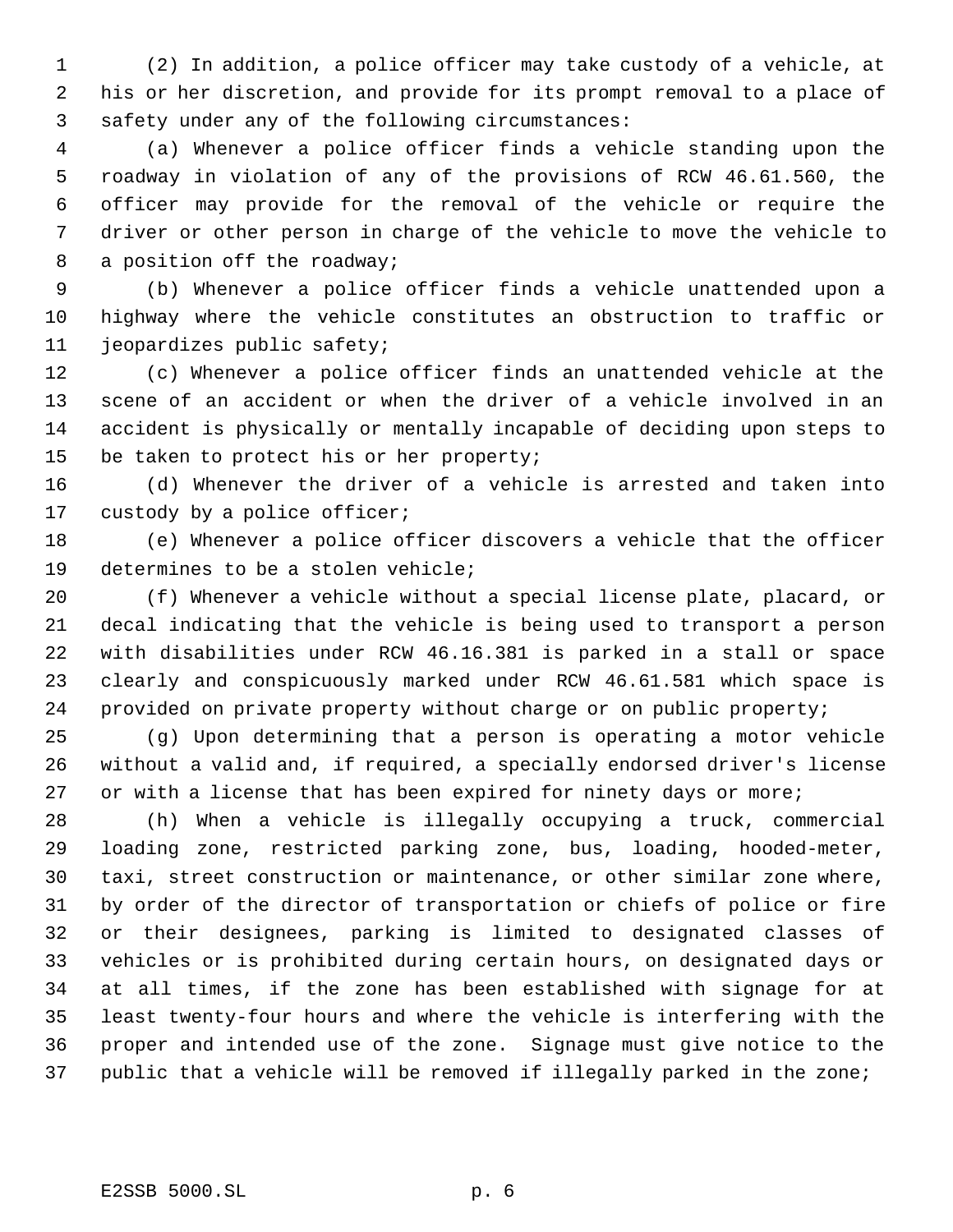(2) In addition, a police officer may take custody of a vehicle, at his or her discretion, and provide for its prompt removal to a place of safety under any of the following circumstances:

(a) Whenever a police officer finds a vehicle standing upon the roadway in violation of any of the provisions of RCW 46.61.560, the officer may provide for the removal of the vehicle or require the driver or other person in charge of the vehicle to move the vehicle to a position off the roadway;

(b) Whenever a police officer finds a vehicle unattended upon a highway where the vehicle constitutes an obstruction to traffic or jeopardizes public safety;

(c) Whenever a police officer finds an unattended vehicle at the scene of an accident or when the driver of a vehicle involved in an accident is physically or mentally incapable of deciding upon steps to be taken to protect his or her property;

(d) Whenever the driver of a vehicle is arrested and taken into custody by a police officer;

(e) Whenever a police officer discovers a vehicle that the officer determines to be a stolen vehicle;

(f) Whenever a vehicle without a special license plate, placard, or decal indicating that the vehicle is being used to transport a person with disabilities under RCW 46.16.381 is parked in a stall or space clearly and conspicuously marked under RCW 46.61.581 which space is provided on private property without charge or on public property;

(g) Upon determining that a person is operating a motor vehicle without a valid and, if required, a specially endorsed driver's license or with a license that has been expired for ninety days or more;

(h) When a vehicle is illegally occupying a truck, commercial loading zone, restricted parking zone, bus, loading, hooded-meter, taxi, street construction or maintenance, or other similar zone where, by order of the director of transportation or chiefs of police or fire or their designees, parking is limited to designated classes of vehicles or is prohibited during certain hours, on designated days or at all times, if the zone has been established with signage for at least twenty-four hours and where the vehicle is interfering with the proper and intended use of the zone. Signage must give notice to the public that a vehicle will be removed if illegally parked in the zone;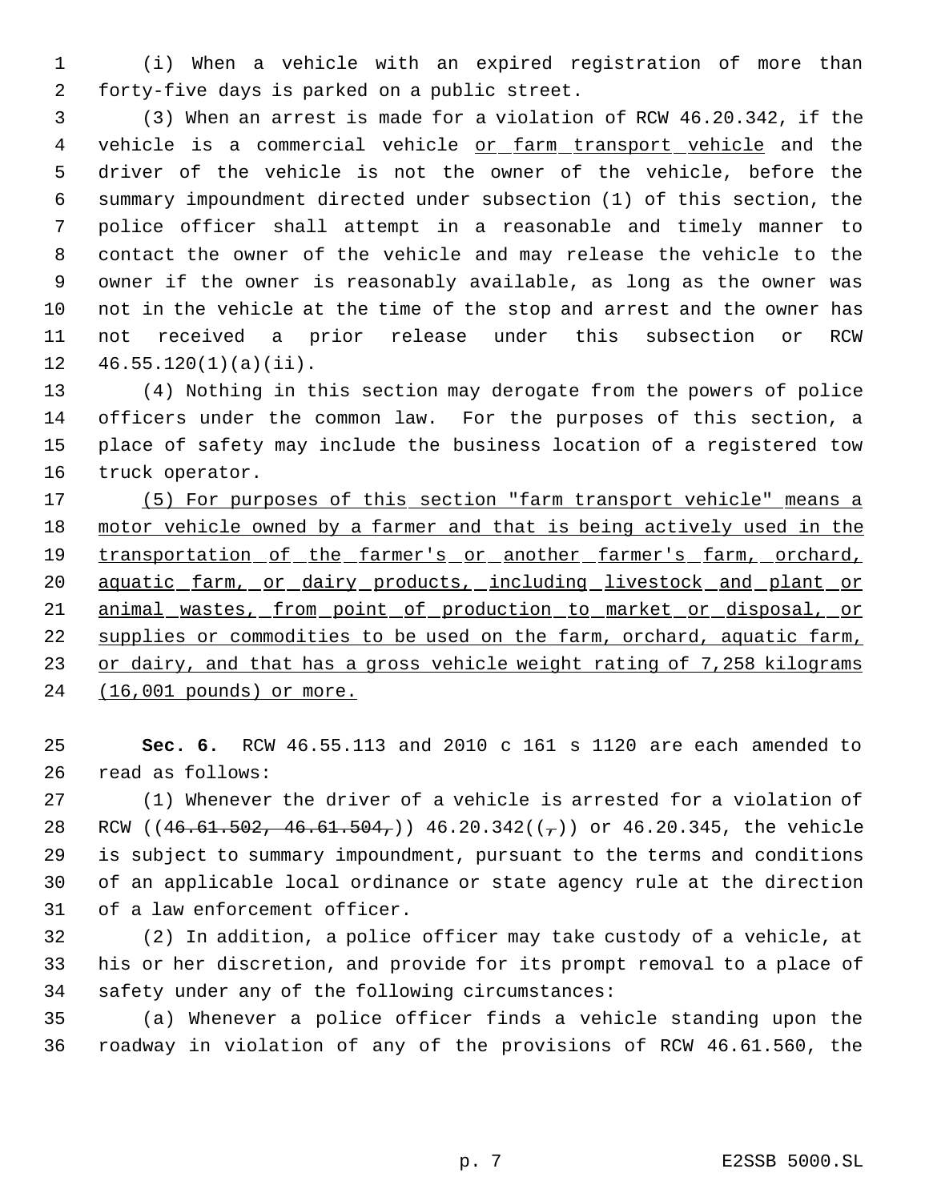(i) When a vehicle with an expired registration of more than forty-five days is parked on a public street.

(3) When an arrest is made for a violation of RCW 46.20.342, if the vehicle is a commercial vehicle <u>or farm transport vehicle</u> and the driver of the vehicle is not the owner of the vehicle, before the summary impoundment directed under subsection (1) of this section, the police officer shall attempt in a reasonable and timely manner to contact the owner of the vehicle and may release the vehicle to the owner if the owner is reasonably available, as long as the owner was not in the vehicle at the time of the stop and arrest and the owner has not received a prior release under this subsection or RCW 46.55.120(1)(a)(ii).

(4) Nothing in this section may derogate from the powers of police officers under the common law. For the purposes of this section, a place of safety may include the business location of a registered tow truck operator.

<u>(5) For purposes of this section "farm transport vehicle" means a motor vehicle owned by a farmer and that is being actively used in the transportation of the farmer's or another farmer's farm, orchard, aquatic farm, or dairy products, including livestock and plant or animal wastes, from point of production to market or disposal, or supplies or commodities to be used on the farm, orchard, aquatic farm, or dairy, and that has a gross vehicle weight rating of 7,258 kilograms (16,001 pounds) or more.</u>

**Sec. 6.** RCW 46.55.113 and 2010 c 161 s 1120 are each amended to read as follows:

(1) Whenever the driver of a vehicle is arrested for a violation of RCW ((~~46.61.502, 46.61.504,~~)) 46.20.342((~~,~~)) or 46.20.345, the vehicle is subject to summary impoundment, pursuant to the terms and conditions of an applicable local ordinance or state agency rule at the direction of a law enforcement officer.

(2) In addition, a police officer may take custody of a vehicle, at his or her discretion, and provide for its prompt removal to a place of safety under any of the following circumstances:

(a) Whenever a police officer finds a vehicle standing upon the roadway in violation of any of the provisions of RCW 46.61.560, the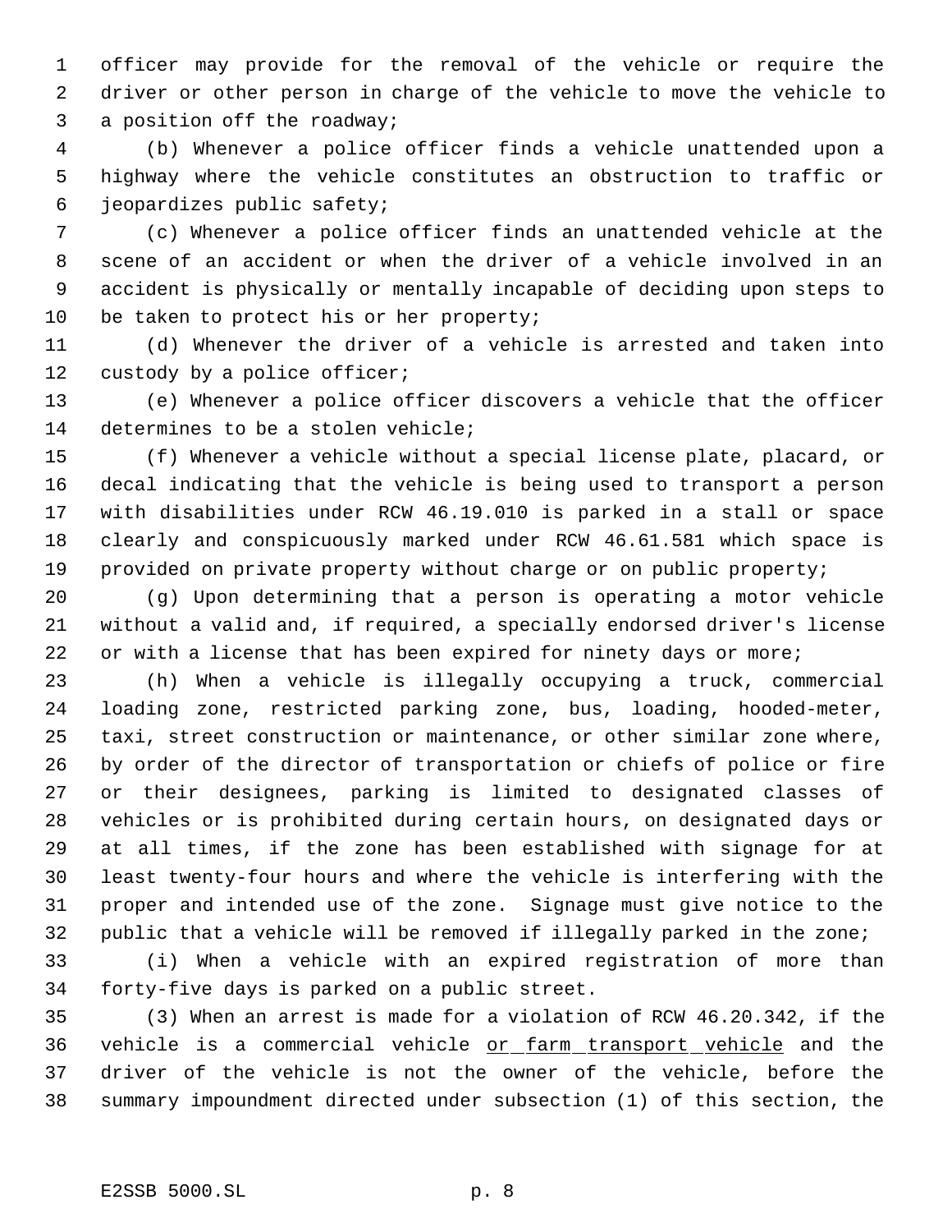officer may provide for the removal of the vehicle or require the driver or other person in charge of the vehicle to move the vehicle to a position off the roadway;

(b) Whenever a police officer finds a vehicle unattended upon a highway where the vehicle constitutes an obstruction to traffic or jeopardizes public safety;

(c) Whenever a police officer finds an unattended vehicle at the scene of an accident or when the driver of a vehicle involved in an accident is physically or mentally incapable of deciding upon steps to be taken to protect his or her property;

(d) Whenever the driver of a vehicle is arrested and taken into custody by a police officer;

(e) Whenever a police officer discovers a vehicle that the officer determines to be a stolen vehicle;

(f) Whenever a vehicle without a special license plate, placard, or decal indicating that the vehicle is being used to transport a person with disabilities under RCW 46.19.010 is parked in a stall or space clearly and conspicuously marked under RCW 46.61.581 which space is provided on private property without charge or on public property;

(g) Upon determining that a person is operating a motor vehicle without a valid and, if required, a specially endorsed driver's license or with a license that has been expired for ninety days or more;

(h) When a vehicle is illegally occupying a truck, commercial loading zone, restricted parking zone, bus, loading, hooded-meter, taxi, street construction or maintenance, or other similar zone where, by order of the director of transportation or chiefs of police or fire or their designees, parking is limited to designated classes of vehicles or is prohibited during certain hours, on designated days or at all times, if the zone has been established with signage for at least twenty-four hours and where the vehicle is interfering with the proper and intended use of the zone. Signage must give notice to the public that a vehicle will be removed if illegally parked in the zone;

(i) When a vehicle with an expired registration of more than forty-five days is parked on a public street.

(3) When an arrest is made for a violation of RCW 46.20.342, if the vehicle is a commercial vehicle <u>or farm transport vehicle</u> and the driver of the vehicle is not the owner of the vehicle, before the summary impoundment directed under subsection (1) of this section, the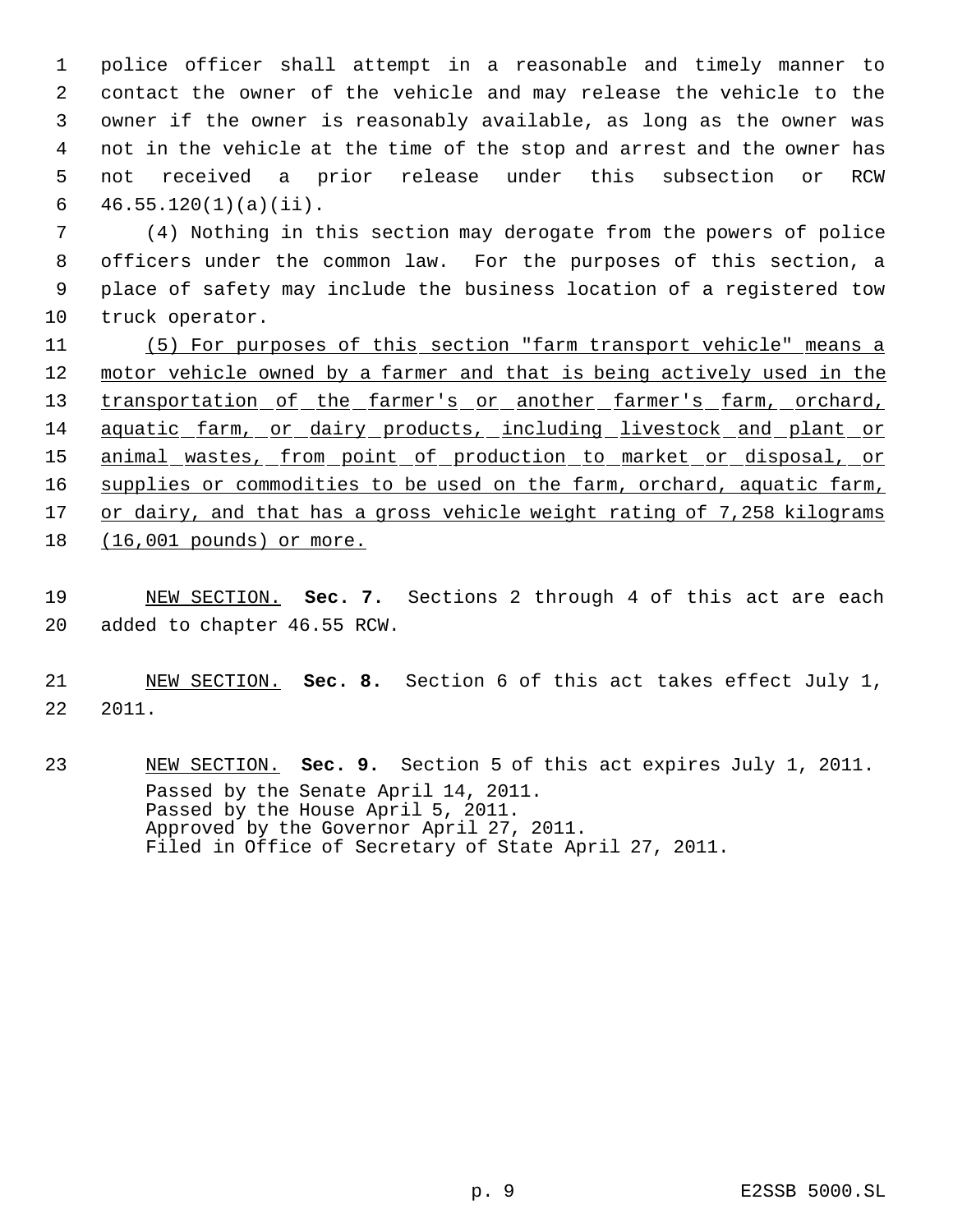police officer shall attempt in a reasonable and timely manner to contact the owner of the vehicle and may release the vehicle to the owner if the owner is reasonably available, as long as the owner was not in the vehicle at the time of the stop and arrest and the owner has not received a prior release under this subsection or RCW 46.55.120(1)(a)(ii).

(4) Nothing in this section may derogate from the powers of police officers under the common law. For the purposes of this section, a place of safety may include the business location of a registered tow truck operator.

<u>(5) For purposes of this section "farm transport vehicle" means a motor vehicle owned by a farmer and that is being actively used in the transportation of the farmer's or another farmer's farm, orchard, aquatic farm, or dairy products, including livestock and plant or animal wastes, from point of production to market or disposal, or supplies or commodities to be used on the farm, orchard, aquatic farm, or dairy, and that has a gross vehicle weight rating of 7,258 kilograms (16,001 pounds) or more.</u>

<u>NEW SECTION.</u> **Sec. 7.** Sections 2 through 4 of this act are each added to chapter 46.55 RCW.

<u>NEW SECTION.</u> **Sec. 8.** Section 6 of this act takes effect July 1, 2011.

<u>NEW SECTION.</u> **Sec. 9.** Section 5 of this act expires July 1, 2011.

Passed by the Senate April 14, 2011.
Passed by the House April 5, 2011.
Approved by the Governor April 27, 2011.
Filed in Office of Secretary of State April 27, 2011.